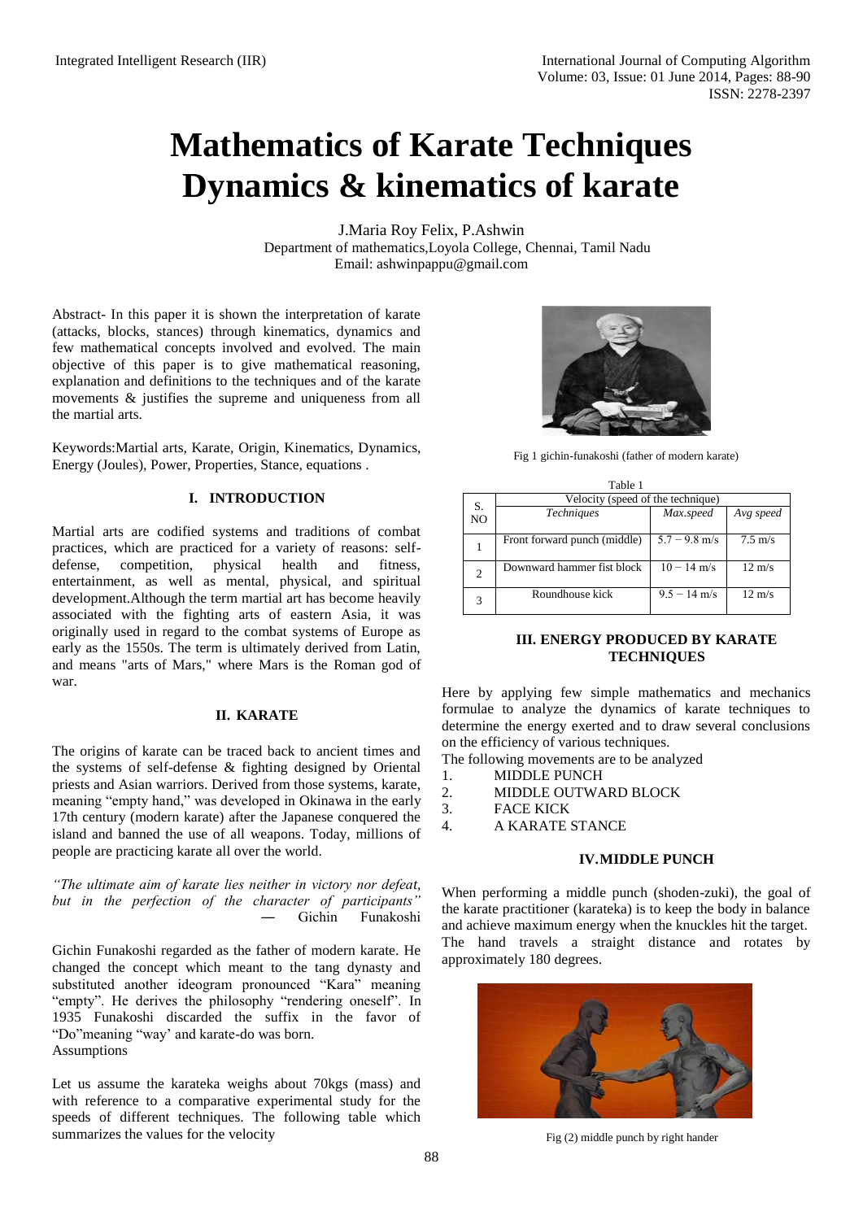# Mathematics of Karate Techniques Dynamics & kinematics of karate

J.Maria Roy Felix, P.Ashwin
Department of mathematics,Loyola College, Chennai, Tamil Nadu
Email: ashwinpappu@gmail.com

Abstract- In this paper it is shown the interpretation of karate (attacks, blocks, stances) through kinematics, dynamics and few mathematical concepts involved and evolved. The main objective of this paper is to give mathematical reasoning, explanation and definitions to the techniques and of the karate movements & justifies the supreme and uniqueness from all the martial arts.

Keywords:Martial arts, Karate, Origin, Kinematics, Dynamics, Energy (Joules), Power, Properties, Stance, equations .

## I. INTRODUCTION

Martial arts are codified systems and traditions of combat practices, which are practiced for a variety of reasons: self-defense, competition, physical health and fitness, entertainment, as well as mental, physical, and spiritual development.Although the term martial art has become heavily associated with the fighting arts of eastern Asia, it was originally used in regard to the combat systems of Europe as early as the 1550s. The term is ultimately derived from Latin, and means "arts of Mars," where Mars is the Roman god of war.

## II. KARATE

The origins of karate can be traced back to ancient times and the systems of self-defense & fighting designed by Oriental priests and Asian warriors. Derived from those systems, karate, meaning "empty hand," was developed in Okinawa in the early 17th century (modern karate) after the Japanese conquered the island and banned the use of all weapons. Today, millions of people are practicing karate all over the world.

*"The ultimate aim of karate lies neither in victory nor defeat, but in the perfection of the character of participants"* ― Gichin Funakoshi

Gichin Funakoshi regarded as the father of modern karate. He changed the concept which meant to the tang dynasty and substituted another ideogram pronounced "Kara" meaning "empty". He derives the philosophy "rendering oneself". In 1935 Funakoshi discarded the suffix in the favor of "Do"meaning "way' and karate-do was born.

Assumptions

Let us assume the karateka weighs about 70kgs (mass) and with reference to a comparative experimental study for the speeds of different techniques. The following table which summarizes the values for the velocity

Fig 1 gichin-funakoshi (father of modern karate)

Table 1

| S. NO | Velocity (speed of the technique) | | |
|---|---|---|---|
| | *Techniques* | *Max.speed* | *Avg speed* |
| 1 | Front forward punch (middle) | 5.7 – 9.8 m/s | 7.5 m/s |
| 2 | Downward hammer fist block | 10 – 14 m/s | 12 m/s |
| 3 | Roundhouse kick | 9.5 – 14 m/s | 12 m/s |

## III. ENERGY PRODUCED BY KARATE TECHNIQUES

Here by applying few simple mathematics and mechanics formulae to analyze the dynamics of karate techniques to determine the energy exerted and to draw several conclusions on the efficiency of various techniques.

The following movements are to be analyzed

1. MIDDLE PUNCH
2. MIDDLE OUTWARD BLOCK
3. FACE KICK
4. A KARATE STANCE

## IV. MIDDLE PUNCH

When performing a middle punch (shoden-zuki), the goal of the karate practitioner (karateka) is to keep the body in balance and achieve maximum energy when the knuckles hit the target. The hand travels a straight distance and rotates by approximately 180 degrees.

Fig (2) middle punch by right hander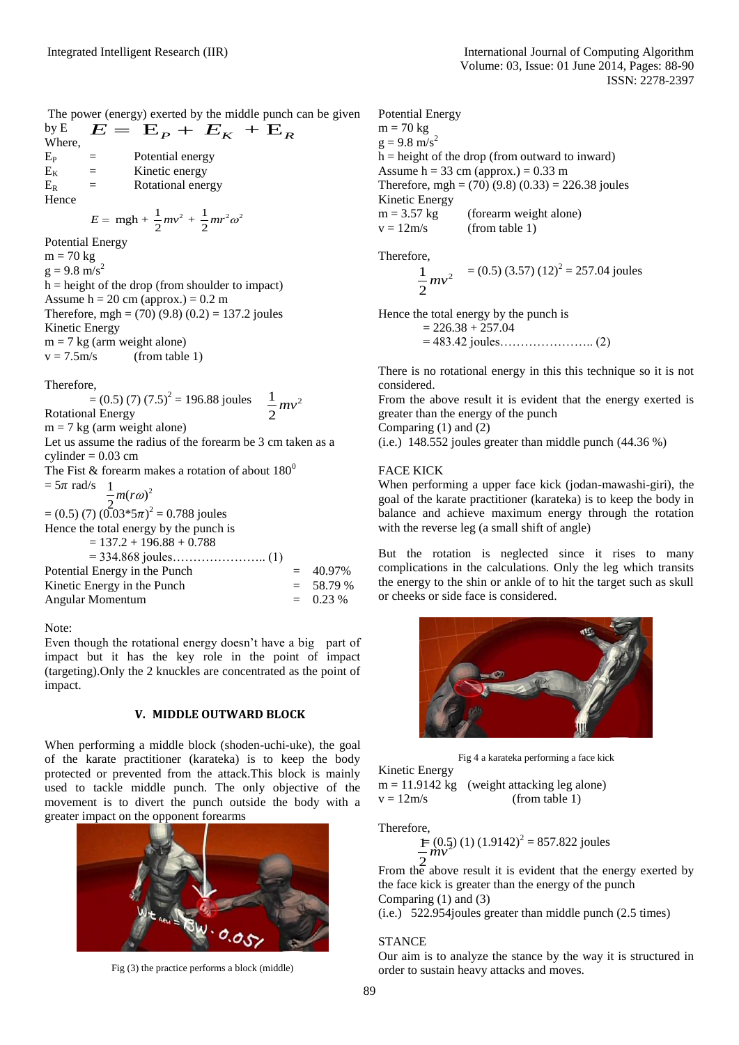The power (energy) exerted by the middle punch can be given by E $E = E_P + E_K + E_R$

Where,

$E_P$ = Potential energy

$E_K$ = Kinetic energy

$E_R$ = Rotational energy

Hence

$$E = mgh + \frac{1}{2}mv^2 + \frac{1}{2}mr^2\omega^2$$

Potential Energy

m = 70 kg

g = 9.8 m/s$^2$

h = height of the drop (from shoulder to impact)

Assume h = 20 cm (approx.) = 0.2 m

Therefore, mgh = (70) (9.8) (0.2) = 137.2 joules

Kinetic Energy

m = 7 kg (arm weight alone)

v = 7.5m/s (from table 1)

Therefore,

$\frac{1}{2}mv^2$ = (0.5) (7) (7.5)$^2$ = 196.88 joules

Rotational Energy

m = 7 kg (arm weight alone)

Let us assume the radius of the forearm be 3 cm taken as a cylinder = 0.03 cm

The Fist & forearm makes a rotation of about 180$^0$

= $5\pi$ rad/s $\frac{1}{2}m(r\omega)^2$

= (0.5) (7) $(0.03*5\pi)^2$ = 0.788 joules

Hence the total energy by the punch is

= 137.2 + 196.88 + 0.788

= 334.868 joules………………….. (1)

| | | |
|---|---|---|
| Potential Energy in the Punch | = | 40.97% |
| Kinetic Energy in the Punch | = | 58.79 % |
| Angular Momentum | = | 0.23 % |

Note:

Even though the rotational energy doesn't have a big part of impact but it has the key role in the point of impact (targeting).Only the 2 knuckles are concentrated as the point of impact.

## V. MIDDLE OUTWARD BLOCK

When performing a middle block (shoden-uchi-uke), the goal of the karate practitioner (karateka) is to keep the body protected or prevented from the attack.This block is mainly used to tackle middle punch. The only objective of the movement is to divert the punch outside the body with a greater impact on the opponent forearms

Fig (3) the practice performs a block (middle)

Potential Energy

m = 70 kg

g = 9.8 m/s$^2$

h = height of the drop (from outward to inward)

Assume h = 33 cm (approx.) = 0.33 m

Therefore, mgh = (70) (9.8) (0.33) = 226.38 joules

Kinetic Energy

m = 3.57 kg (forearm weight alone)

v = 12m/s (from table 1)

Therefore,

$\frac{1}{2}mv^2$ = (0.5) (3.57) (12)$^2$ = 257.04 joules

Hence the total energy by the punch is

= 226.38 + 257.04

= 483.42 joules………………….. (2)

There is no rotational energy in this this technique so it is not considered.

From the above result it is evident that the energy exerted is greater than the energy of the punch

Comparing (1) and (2)

(i.e.) 148.552 joules greater than middle punch (44.36 %)

FACE KICK

When performing a upper face kick (jodan-mawashi-giri), the goal of the karate practitioner (karateka) is to keep the body in balance and achieve maximum energy through the rotation with the reverse leg (a small shift of angle)

But the rotation is neglected since it rises to many complications in the calculations. Only the leg which transits the energy to the shin or ankle of to hit the target such as skull or cheeks or side face is considered.

Fig 4 a karateka performing a face kick

Kinetic Energy

m = 11.9142 kg (weight attacking leg alone)

v = 12m/s (from table 1)

Therefore,

$\frac{1}{2}mv^2$ = (0.5) (1) (1.9142)$^2$ = 857.822 joules

From the above result it is evident that the energy exerted by the face kick is greater than the energy of the punch

Comparing (1) and (3)

(i.e.) 522.954joules greater than middle punch (2.5 times)

STANCE

Our aim is to analyze the stance by the way it is structured in order to sustain heavy attacks and moves.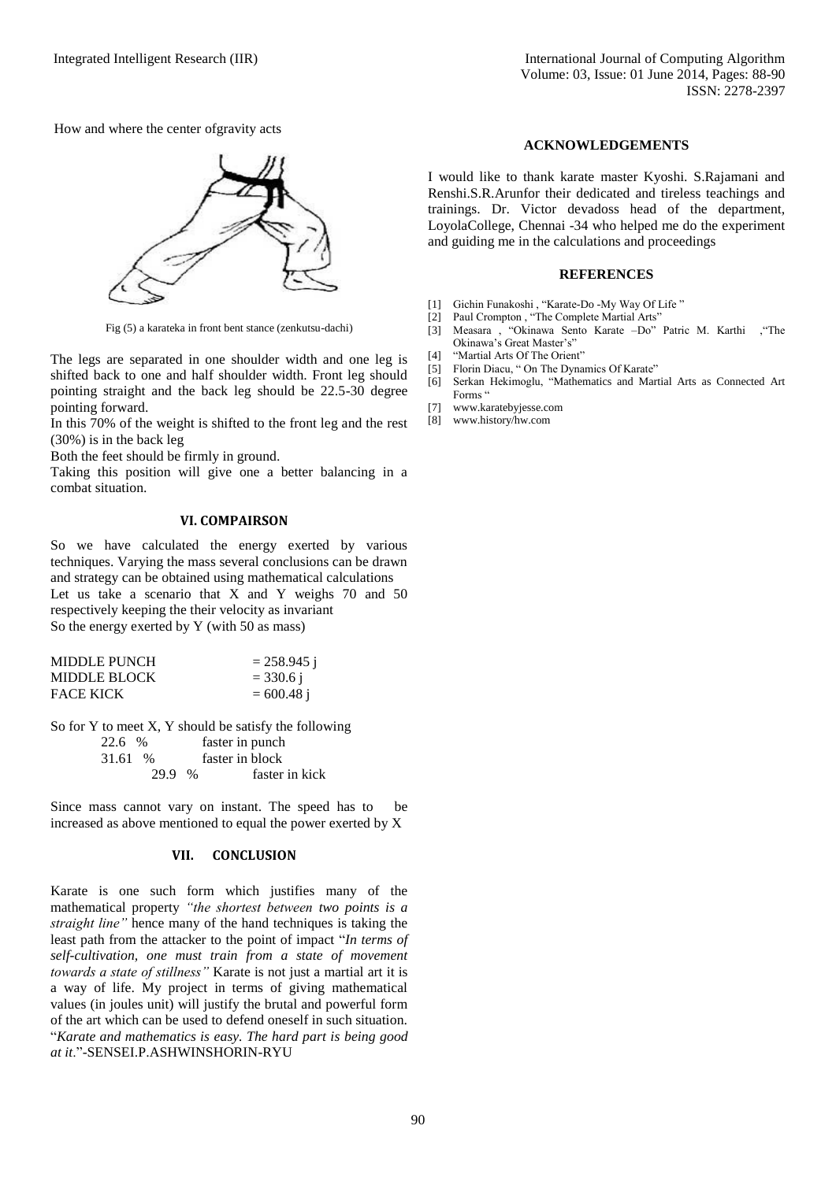How and where the center ofgravity acts

Fig (5) a karateka in front bent stance (zenkutsu-dachi)

The legs are separated in one shoulder width and one leg is shifted back to one and half shoulder width. Front leg should pointing straight and the back leg should be 22.5-30 degree pointing forward.

In this 70% of the weight is shifted to the front leg and the rest (30%) is in the back leg

Both the feet should be firmly in ground.

Taking this position will give one a better balancing in a combat situation.

## VI. COMPAIRSON

So we have calculated the energy exerted by various techniques. Varying the mass several conclusions can be drawn and strategy can be obtained using mathematical calculations

Let us take a scenario that X and Y weighs 70 and 50 respectively keeping the their velocity as invariant

So the energy exerted by Y (with 50 as mass)

| | |
|---|---|
| MIDDLE PUNCH | = 258.945 j |
| MIDDLE BLOCK | = 330.6 j |
| FACE KICK | = 600.48 j |

So for Y to meet X, Y should be satisfy the following

| | |
|---|---|
| 22.6 % | faster in punch |
| 31.61 % | faster in block |
| 29.9 % | faster in kick |

Since mass cannot vary on instant. The speed has to be increased as above mentioned to equal the power exerted by X

## VII. CONCLUSION

Karate is one such form which justifies many of the mathematical property *"the shortest between two points is a straight line"* hence many of the hand techniques is taking the least path from the attacker to the point of impact "*In terms of self-cultivation, one must train from a state of movement towards a state of stillness"* Karate is not just a martial art it is a way of life. My project in terms of giving mathematical values (in joules unit) will justify the brutal and powerful form of the art which can be used to defend oneself in such situation. "*Karate and mathematics is easy. The hard part is being good at it*."-SENSEI.P.ASHWINSHORIN-RYU

## ACKNOWLEDGEMENTS

I would like to thank karate master Kyoshi. S.Rajamani and Renshi.S.R.Arunfor their dedicated and tireless teachings and trainings. Dr. Victor devadoss head of the department, LoyolaCollege, Chennai -34 who helped me do the experiment and guiding me in the calculations and proceedings

## REFERENCES

[1] Gichin Funakoshi , "Karate-Do -My Way Of Life "
[2] Paul Crompton , "The Complete Martial Arts"
[3] Measara , "Okinawa Sento Karate –Do" Patric M. Karthi ,"The Okinawa's Great Master's"
[4] "Martial Arts Of The Orient"
[5] Florin Diacu, " On The Dynamics Of Karate"
[6] Serkan Hekimoglu, "Mathematics and Martial Arts as Connected Art Forms "
[7] www.karatebyjesse.com
[8] www.history/hw.com